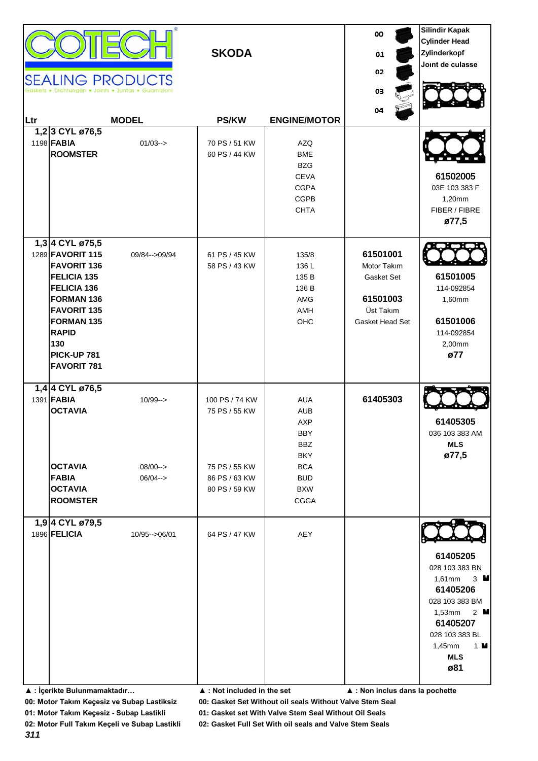**COTECH SEALING PRODUCTS**
Gaskets • Dichtungen • Joints • Juntas • Guarnizioni

# SKODA

| | |
|---|---|
| 00 | Silindir Kapak |
| 01 | Cylinder Head |
| 02 | Zylinderkopf |
| 03 | Joınt de culasse |
| 04 | |

| Ltr | MODEL | | PS/KW | ENGINE/MOTOR | | |
|---|---|---|---|---|---|---|
| **1,2** 1198 | **3 CYL ø76,5** **FABIA** **ROOMSTER** | 01/03--> | 70 PS / 51 KW 60 PS / 44 KW | AZQ BME BZG CEVA CGPA CGPB CHTA | | **61502005** 03E 103 383 F 1,20mm FIBER / FIBRE **ø77,5** |
| **1,3** 1289 | **4 CYL ø75,5** **FAVORIT 115** **FAVORIT 136** **FELICIA 135** **FELICIA 136** **FORMAN 136** **FAVORIT 135** **FORMAN 135** **RAPID** **130** **PICK-UP 781** **FAVORIT 781** | 09/84-->09/94 | 61 PS / 45 KW 58 PS / 43 KW | 135/8 136 L 135 B 136 B AMG AMH OHC | **61501001** Motor Takım Gasket Set **61501003** Üst Takım Gasket Head Set | **61501005** 114-092854 1,60mm **61501006** 114-092854 2,00mm **ø77** |
| **1,4** 1391 | **4 CYL ø76,5** **FABIA** **OCTAVIA** **OCTAVIA** **FABIA** **OCTAVIA** **ROOMSTER** | 10/99--> 08/00--> 06/04--> | 100 PS / 74 KW 75 PS / 55 KW 75 PS / 55 KW 86 PS / 63 KW 80 PS / 59 KW | AUA AUB AXP BBY BBZ BKY BCA BUD BXW CGGA | **61405303** | **61405305** 036 103 383 AM **MLS** **ø77,5** |
| **1,9** 1896 | **4 CYL ø79,5** **FELICIA** | 10/95-->06/01 | 64 PS / 47 KW | AEY | | **61405205** 028 103 383 BN 1,61mm 3 M **61405206** 028 103 383 BM 1,53mm 2 M **61405207** 028 103 383 BL 1,45mm 1 M **MLS** **ø81** |

▲ : İçerikte Bulunmamaktadır… ▲ : Not included in the set ▲ : Non inclus dans la pochette

**00: Motor Takım Keçesiz ve Subap Lastiksiz** **00: Gasket Set Without oil seals Without Valve Stem Seal**
**01: Motor Takım Keçesiz - Subap Lastikli** **01: Gasket set With Valve Stem Seal Without Oil Seals**
**02: Motor Full Takım Keçeli ve Subap Lastikli** **02: Gasket Full Set With oil seals and Valve Stem Seals**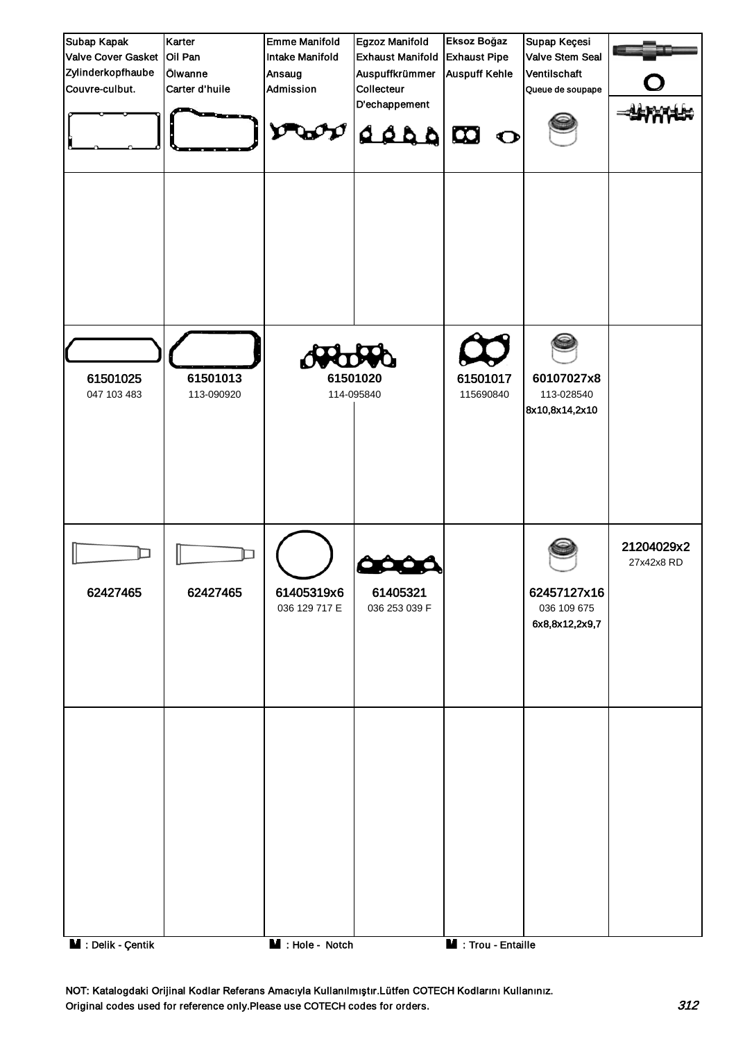| Subap Kapak<br>Valve Cover Gasket<br>Zylinderkopfhaube<br>Couvre-culbut. | Karter<br>Oil Pan<br>Ölwanne<br>Carter d'huile | Emme Manifold<br>Intake Manifold<br>Ansaug<br>Admission | Egzoz Manifold<br>Exhaust Manifold<br>Auspuffkrümmer<br>Collecteur<br>D'echappement | Eksoz Boğaz<br>Exhaust Pipe<br>Auspuff Kehle | Supap Keçesi<br>Valve Stem Seal<br>Ventilschaft<br>Queue de soupape | |
|---|---|---|---|---|---|---|
| | | | | | | |
| 61501025<br>047 103 483 | 61501013<br>113-090920 | 61501020<br>114-095840 | | 61501017<br>115690840 | 60107027x8<br>113-028540<br>8x10,8x14,2x10 | |
| 62427465 | 62427465 | 61405319x6<br>036 129 717 E | 61405321<br>036 253 039 F | | 62457127x16<br>036 109 675<br>6x8,8x12,2x9,7 | 21204029x2<br>27x42x8 RD |
| | | | | | | |

**M** : Delik - Çentik　　**M** : Hole - Notch　　**M** : Trou - Entaille

NOT: Katalogdaki Orijinal Kodlar Referans Amacıyla Kullanılmıştır.Lütfen COTECH Kodlarını Kullanınız.
Original codes used for reference only.Please use COTECH codes for orders.